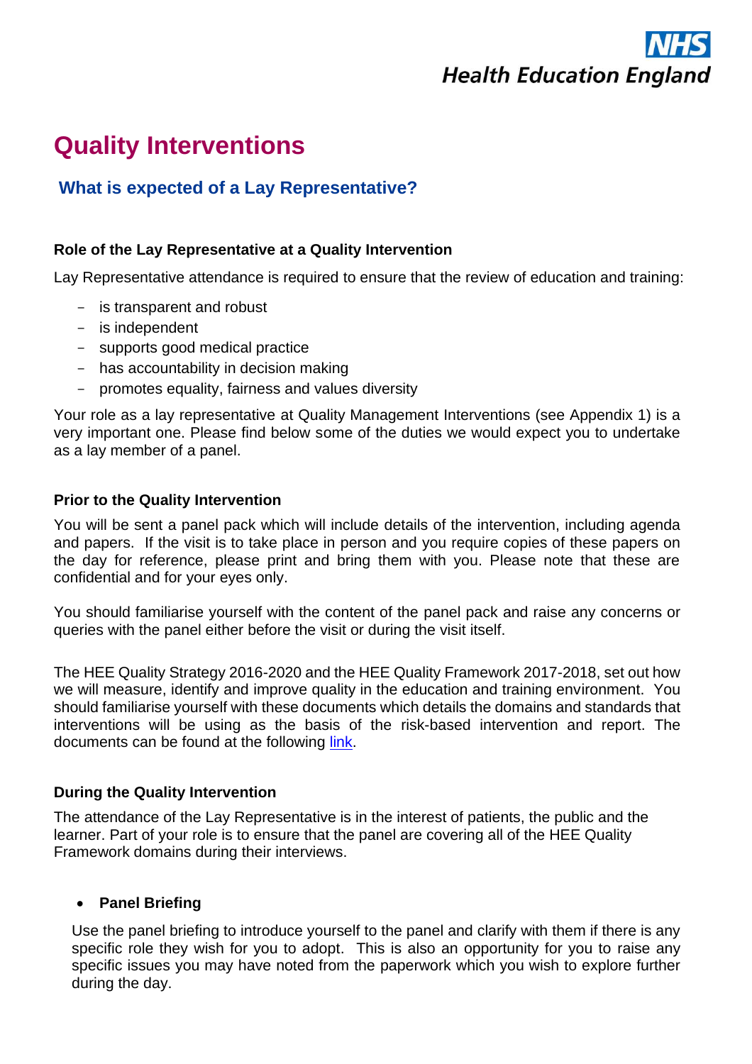NHS
Health Education England

# Quality Interventions

## What is expected of a Lay Representative?

### Role of the Lay Representative at a Quality Intervention

Lay Representative attendance is required to ensure that the review of education and training:

- is transparent and robust
- is independent
- supports good medical practice
- has accountability in decision making
- promotes equality, fairness and values diversity

Your role as a lay representative at Quality Management Interventions (see Appendix 1) is a very important one. Please find below some of the duties we would expect you to undertake as a lay member of a panel.

### Prior to the Quality Intervention

You will be sent a panel pack which will include details of the intervention, including agenda and papers. If the visit is to take place in person and you require copies of these papers on the day for reference, please print and bring them with you. Please note that these are confidential and for your eyes only.

You should familiarise yourself with the content of the panel pack and raise any concerns or queries with the panel either before the visit or during the visit itself.

The HEE Quality Strategy 2016-2020 and the HEE Quality Framework 2017-2018, set out how we will measure, identify and improve quality in the education and training environment. You should familiarise yourself with these documents which details the domains and standards that interventions will be using as the basis of the risk-based intervention and report. The documents can be found at the following link.

### During the Quality Intervention

The attendance of the Lay Representative is in the interest of patients, the public and the learner. Part of your role is to ensure that the panel are covering all of the HEE Quality Framework domains during their interviews.

- **Panel Briefing**

  Use the panel briefing to introduce yourself to the panel and clarify with them if there is any specific role they wish for you to adopt. This is also an opportunity for you to raise any specific issues you may have noted from the paperwork which you wish to explore further during the day.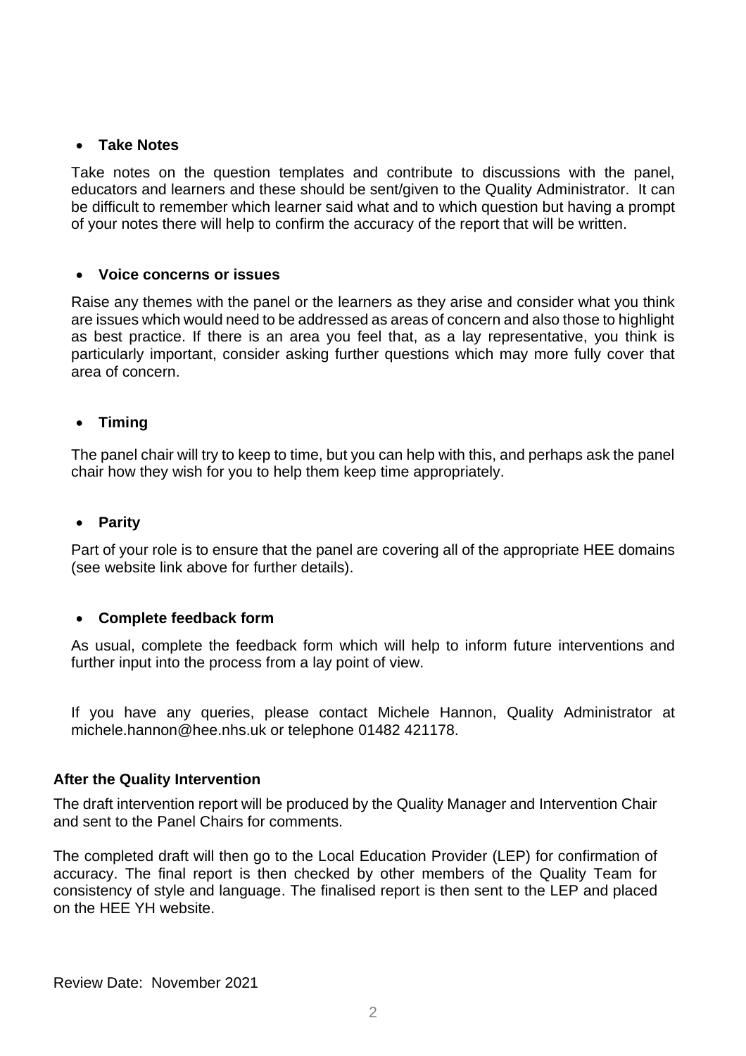- **Take Notes**

Take notes on the question templates and contribute to discussions with the panel, educators and learners and these should be sent/given to the Quality Administrator. It can be difficult to remember which learner said what and to which question but having a prompt of your notes there will help to confirm the accuracy of the report that will be written.

- **Voice concerns or issues**

Raise any themes with the panel or the learners as they arise and consider what you think are issues which would need to be addressed as areas of concern and also those to highlight as best practice. If there is an area you feel that, as a lay representative, you think is particularly important, consider asking further questions which may more fully cover that area of concern.

- **Timing**

The panel chair will try to keep to time, but you can help with this, and perhaps ask the panel chair how they wish for you to help them keep time appropriately.

- **Parity**

Part of your role is to ensure that the panel are covering all of the appropriate HEE domains (see website link above for further details).

- **Complete feedback form**

As usual, complete the feedback form which will help to inform future interventions and further input into the process from a lay point of view.

If you have any queries, please contact Michele Hannon, Quality Administrator at michele.hannon@hee.nhs.uk or telephone 01482 421178.

**After the Quality Intervention**

The draft intervention report will be produced by the Quality Manager and Intervention Chair and sent to the Panel Chairs for comments.

The completed draft will then go to the Local Education Provider (LEP) for confirmation of accuracy. The final report is then checked by other members of the Quality Team for consistency of style and language. The finalised report is then sent to the LEP and placed on the HEE YH website.

Review Date: November 2021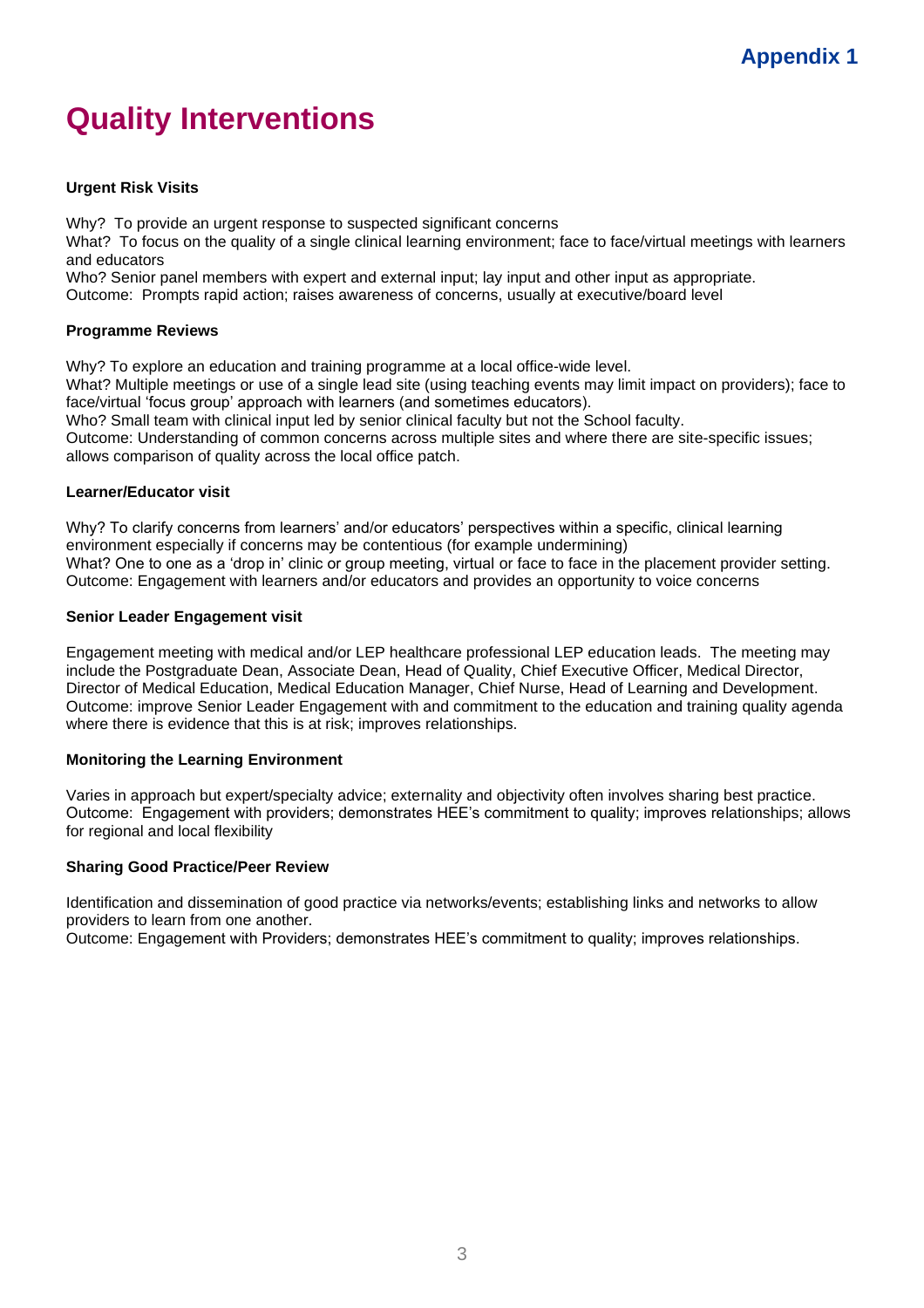**Appendix 1**

# Quality Interventions

### Urgent Risk Visits

Why? To provide an urgent response to suspected significant concerns
What? To focus on the quality of a single clinical learning environment; face to face/virtual meetings with learners and educators
Who? Senior panel members with expert and external input; lay input and other input as appropriate.
Outcome: Prompts rapid action; raises awareness of concerns, usually at executive/board level

### Programme Reviews

Why? To explore an education and training programme at a local office-wide level.
What? Multiple meetings or use of a single lead site (using teaching events may limit impact on providers); face to face/virtual 'focus group' approach with learners (and sometimes educators).
Who? Small team with clinical input led by senior clinical faculty but not the School faculty.
Outcome: Understanding of common concerns across multiple sites and where there are site-specific issues; allows comparison of quality across the local office patch.

### Learner/Educator visit

Why? To clarify concerns from learners' and/or educators' perspectives within a specific, clinical learning environment especially if concerns may be contentious (for example undermining)
What? One to one as a 'drop in' clinic or group meeting, virtual or face to face in the placement provider setting.
Outcome: Engagement with learners and/or educators and provides an opportunity to voice concerns

### Senior Leader Engagement visit

Engagement meeting with medical and/or LEP healthcare professional LEP education leads. The meeting may include the Postgraduate Dean, Associate Dean, Head of Quality, Chief Executive Officer, Medical Director, Director of Medical Education, Medical Education Manager, Chief Nurse, Head of Learning and Development.
Outcome: improve Senior Leader Engagement with and commitment to the education and training quality agenda where there is evidence that this is at risk; improves relationships.

### Monitoring the Learning Environment

Varies in approach but expert/specialty advice; externality and objectivity often involves sharing best practice.
Outcome: Engagement with providers; demonstrates HEE's commitment to quality; improves relationships; allows for regional and local flexibility

### Sharing Good Practice/Peer Review

Identification and dissemination of good practice via networks/events; establishing links and networks to allow providers to learn from one another.
Outcome: Engagement with Providers; demonstrates HEE's commitment to quality; improves relationships.